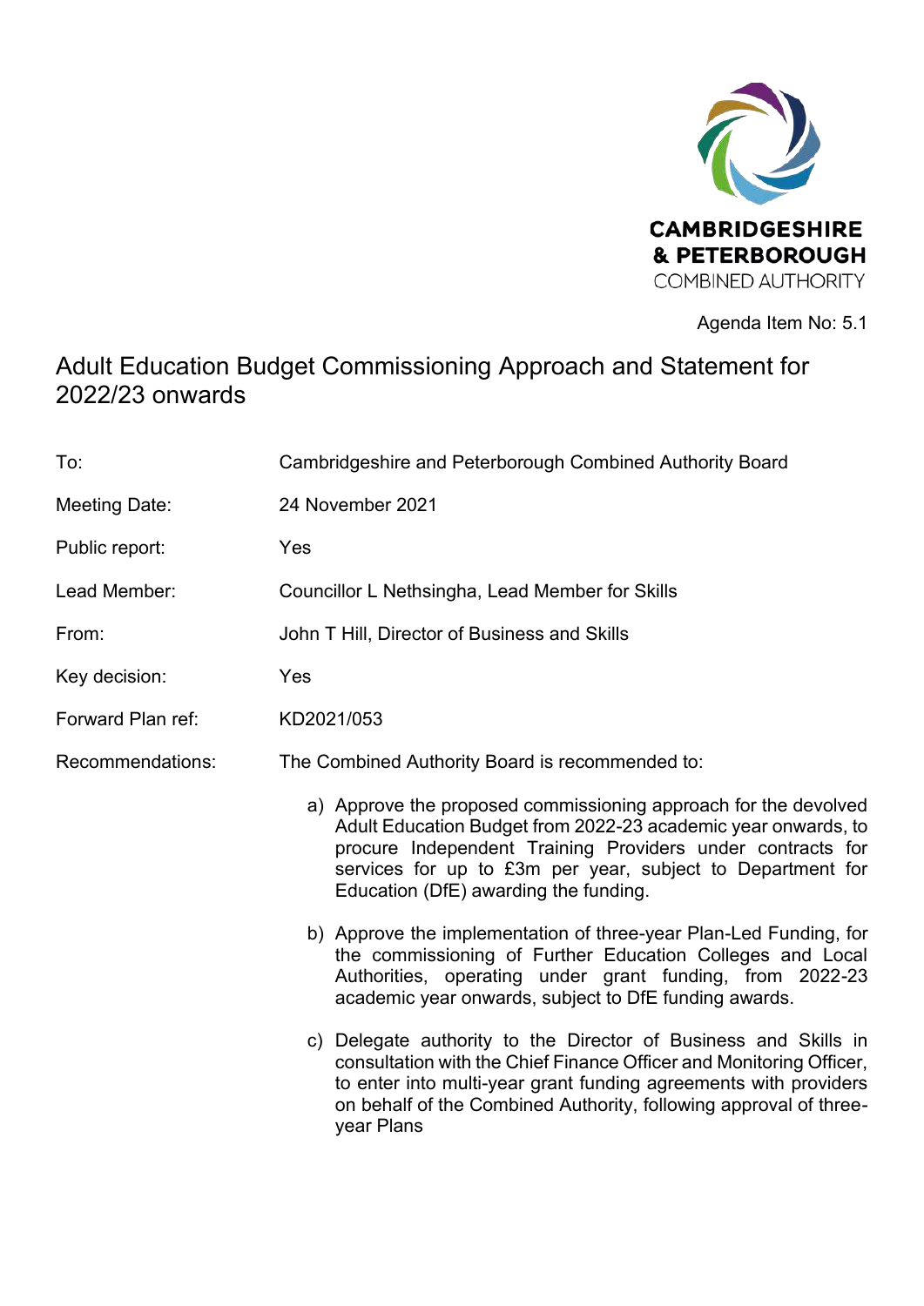CAMBRIDGESHIRE & PETERBOROUGH COMBINED AUTHORITY

Agenda Item No: 5.1

# Adult Education Budget Commissioning Approach and Statement for 2022/23 onwards

| | |
|---|---|
| To: | Cambridgeshire and Peterborough Combined Authority Board |
| Meeting Date: | 24 November 2021 |
| Public report: | Yes |
| Lead Member: | Councillor L Nethsingha, Lead Member for Skills |
| From: | John T Hill, Director of Business and Skills |
| Key decision: | Yes |
| Forward Plan ref: | KD2021/053 |
| Recommendations: | The Combined Authority Board is recommended to: |

a) Approve the proposed commissioning approach for the devolved Adult Education Budget from 2022-23 academic year onwards, to procure Independent Training Providers under contracts for services for up to £3m per year, subject to Department for Education (DfE) awarding the funding.

b) Approve the implementation of three-year Plan-Led Funding, for the commissioning of Further Education Colleges and Local Authorities, operating under grant funding, from 2022-23 academic year onwards, subject to DfE funding awards.

c) Delegate authority to the Director of Business and Skills in consultation with the Chief Finance Officer and Monitoring Officer, to enter into multi-year grant funding agreements with providers on behalf of the Combined Authority, following approval of three-year Plans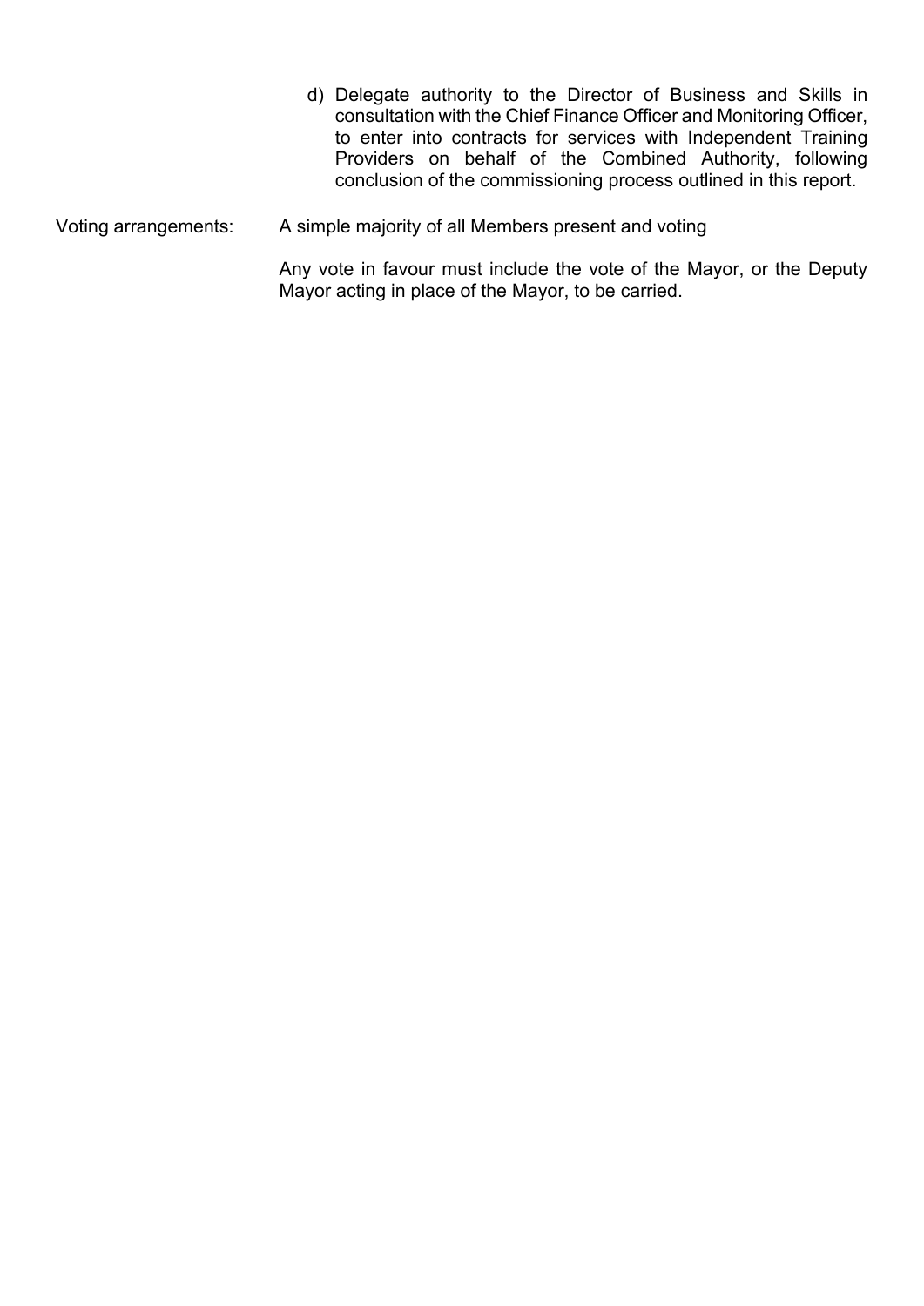d) Delegate authority to the Director of Business and Skills in consultation with the Chief Finance Officer and Monitoring Officer, to enter into contracts for services with Independent Training Providers on behalf of the Combined Authority, following conclusion of the commissioning process outlined in this report.

Voting arrangements: A simple majority of all Members present and voting

Any vote in favour must include the vote of the Mayor, or the Deputy Mayor acting in place of the Mayor, to be carried.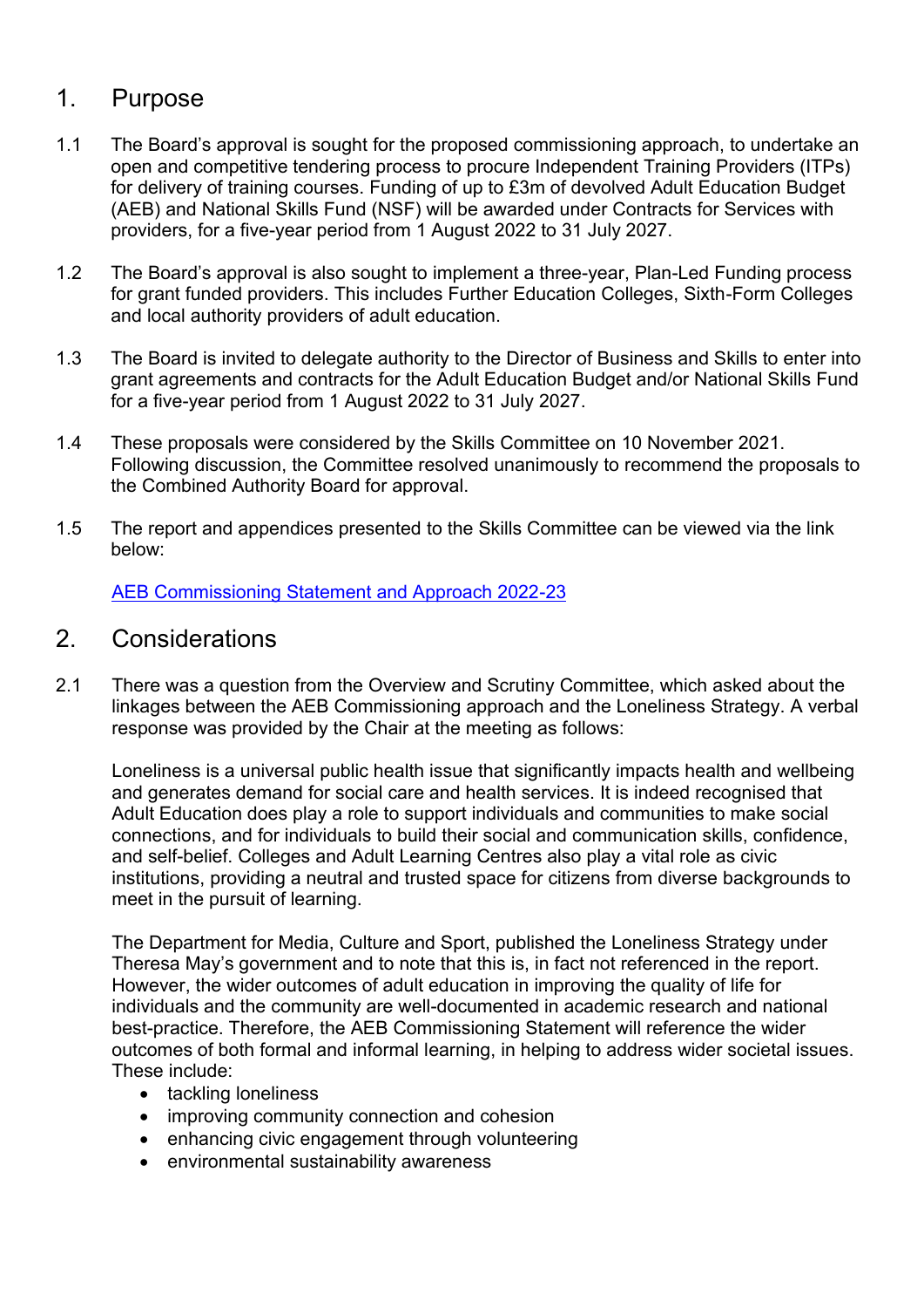## 1. Purpose

1.1 The Board's approval is sought for the proposed commissioning approach, to undertake an open and competitive tendering process to procure Independent Training Providers (ITPs) for delivery of training courses. Funding of up to £3m of devolved Adult Education Budget (AEB) and National Skills Fund (NSF) will be awarded under Contracts for Services with providers, for a five-year period from 1 August 2022 to 31 July 2027.

1.2 The Board's approval is also sought to implement a three-year, Plan-Led Funding process for grant funded providers. This includes Further Education Colleges, Sixth-Form Colleges and local authority providers of adult education.

1.3 The Board is invited to delegate authority to the Director of Business and Skills to enter into grant agreements and contracts for the Adult Education Budget and/or National Skills Fund for a five-year period from 1 August 2022 to 31 July 2027.

1.4 These proposals were considered by the Skills Committee on 10 November 2021. Following discussion, the Committee resolved unanimously to recommend the proposals to the Combined Authority Board for approval.

1.5 The report and appendices presented to the Skills Committee can be viewed via the link below:

AEB Commissioning Statement and Approach 2022-23

## 2. Considerations

2.1 There was a question from the Overview and Scrutiny Committee, which asked about the linkages between the AEB Commissioning approach and the Loneliness Strategy. A verbal response was provided by the Chair at the meeting as follows:

Loneliness is a universal public health issue that significantly impacts health and wellbeing and generates demand for social care and health services. It is indeed recognised that Adult Education does play a role to support individuals and communities to make social connections, and for individuals to build their social and communication skills, confidence, and self-belief. Colleges and Adult Learning Centres also play a vital role as civic institutions, providing a neutral and trusted space for citizens from diverse backgrounds to meet in the pursuit of learning.

The Department for Media, Culture and Sport, published the Loneliness Strategy under Theresa May's government and to note that this is, in fact not referenced in the report. However, the wider outcomes of adult education in improving the quality of life for individuals and the community are well-documented in academic research and national best-practice. Therefore, the AEB Commissioning Statement will reference the wider outcomes of both formal and informal learning, in helping to address wider societal issues. These include:

- tackling loneliness
- improving community connection and cohesion
- enhancing civic engagement through volunteering
- environmental sustainability awareness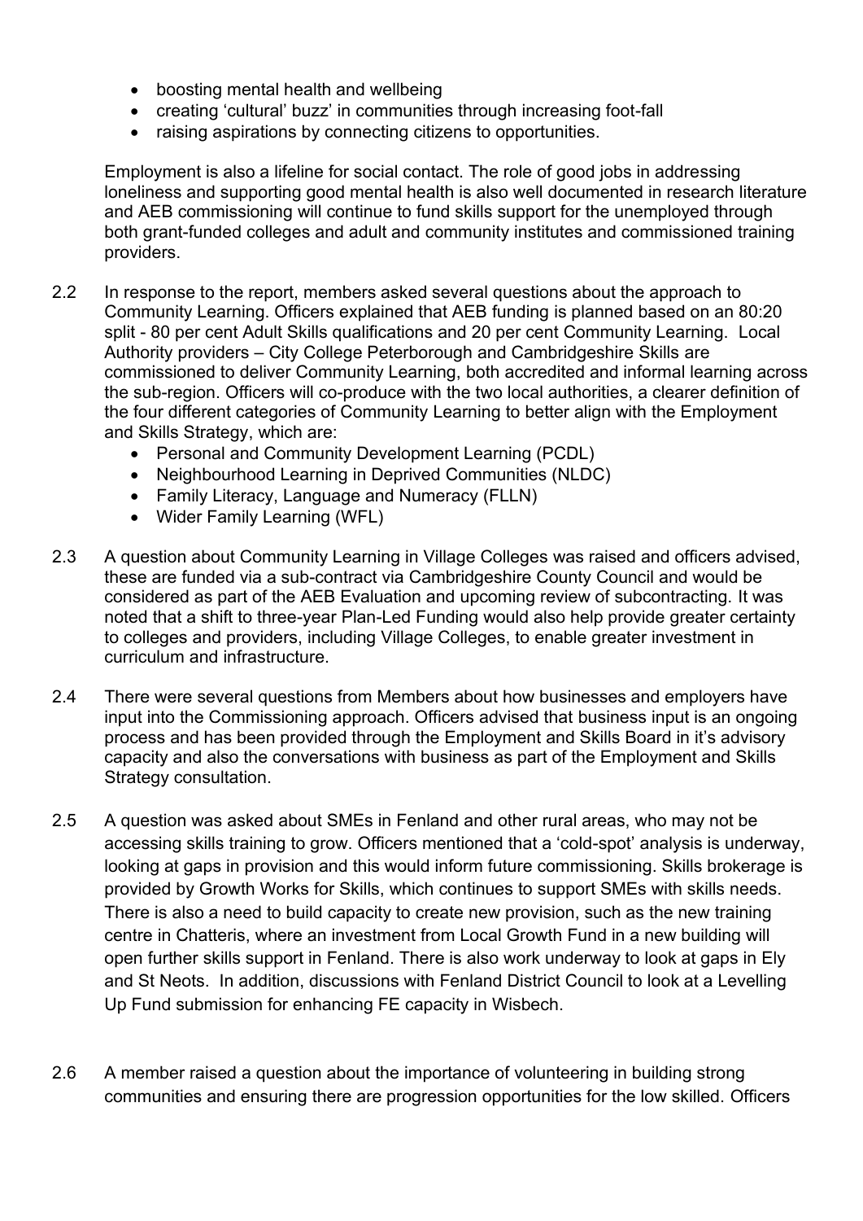- boosting mental health and wellbeing
- creating 'cultural' buzz' in communities through increasing foot-fall
- raising aspirations by connecting citizens to opportunities.

Employment is also a lifeline for social contact. The role of good jobs in addressing loneliness and supporting good mental health is also well documented in research literature and AEB commissioning will continue to fund skills support for the unemployed through both grant-funded colleges and adult and community institutes and commissioned training providers.

2.2 In response to the report, members asked several questions about the approach to Community Learning. Officers explained that AEB funding is planned based on an 80:20 split - 80 per cent Adult Skills qualifications and 20 per cent Community Learning. Local Authority providers – City College Peterborough and Cambridgeshire Skills are commissioned to deliver Community Learning, both accredited and informal learning across the sub-region. Officers will co-produce with the two local authorities, a clearer definition of the four different categories of Community Learning to better align with the Employment and Skills Strategy, which are:
   - Personal and Community Development Learning (PCDL)
   - Neighbourhood Learning in Deprived Communities (NLDC)
   - Family Literacy, Language and Numeracy (FLLN)
   - Wider Family Learning (WFL)

2.3 A question about Community Learning in Village Colleges was raised and officers advised, these are funded via a sub-contract via Cambridgeshire County Council and would be considered as part of the AEB Evaluation and upcoming review of subcontracting. It was noted that a shift to three-year Plan-Led Funding would also help provide greater certainty to colleges and providers, including Village Colleges, to enable greater investment in curriculum and infrastructure.

2.4 There were several questions from Members about how businesses and employers have input into the Commissioning approach. Officers advised that business input is an ongoing process and has been provided through the Employment and Skills Board in it's advisory capacity and also the conversations with business as part of the Employment and Skills Strategy consultation.

2.5 A question was asked about SMEs in Fenland and other rural areas, who may not be accessing skills training to grow. Officers mentioned that a 'cold-spot' analysis is underway, looking at gaps in provision and this would inform future commissioning. Skills brokerage is provided by Growth Works for Skills, which continues to support SMEs with skills needs. There is also a need to build capacity to create new provision, such as the new training centre in Chatteris, where an investment from Local Growth Fund in a new building will open further skills support in Fenland. There is also work underway to look at gaps in Ely and St Neots. In addition, discussions with Fenland District Council to look at a Levelling Up Fund submission for enhancing FE capacity in Wisbech.

2.6 A member raised a question about the importance of volunteering in building strong communities and ensuring there are progression opportunities for the low skilled. Officers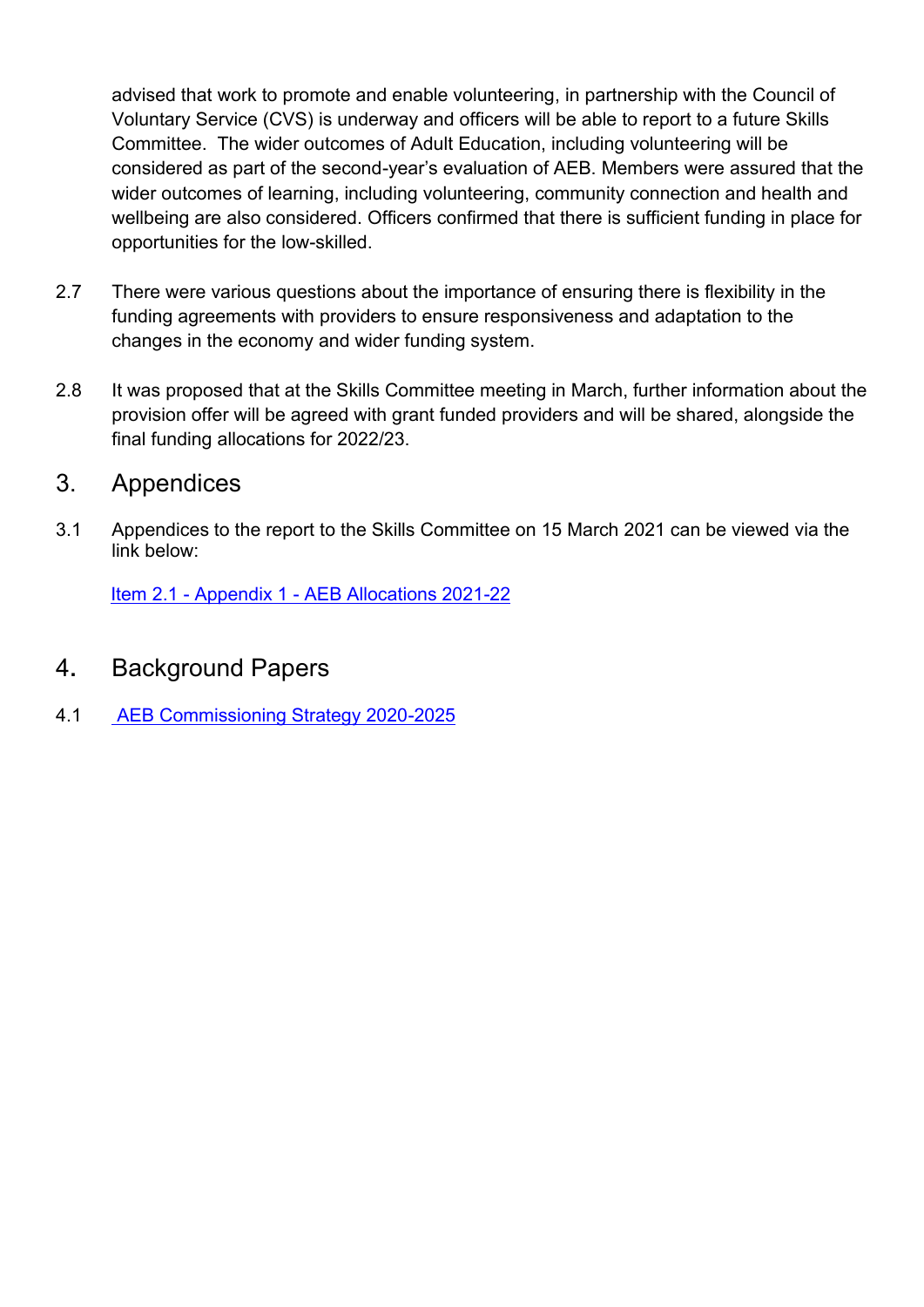advised that work to promote and enable volunteering, in partnership with the Council of Voluntary Service (CVS) is underway and officers will be able to report to a future Skills Committee. The wider outcomes of Adult Education, including volunteering will be considered as part of the second-year's evaluation of AEB. Members were assured that the wider outcomes of learning, including volunteering, community connection and health and wellbeing are also considered. Officers confirmed that there is sufficient funding in place for opportunities for the low-skilled.

2.7 There were various questions about the importance of ensuring there is flexibility in the funding agreements with providers to ensure responsiveness and adaptation to the changes in the economy and wider funding system.

2.8 It was proposed that at the Skills Committee meeting in March, further information about the provision offer will be agreed with grant funded providers and will be shared, alongside the final funding allocations for 2022/23.

## 3. Appendices

3.1 Appendices to the report to the Skills Committee on 15 March 2021 can be viewed via the link below:

[Item 2.1 - Appendix 1 - AEB Allocations 2021-22]

## 4. Background Papers

4.1 [AEB Commissioning Strategy 2020-2025]